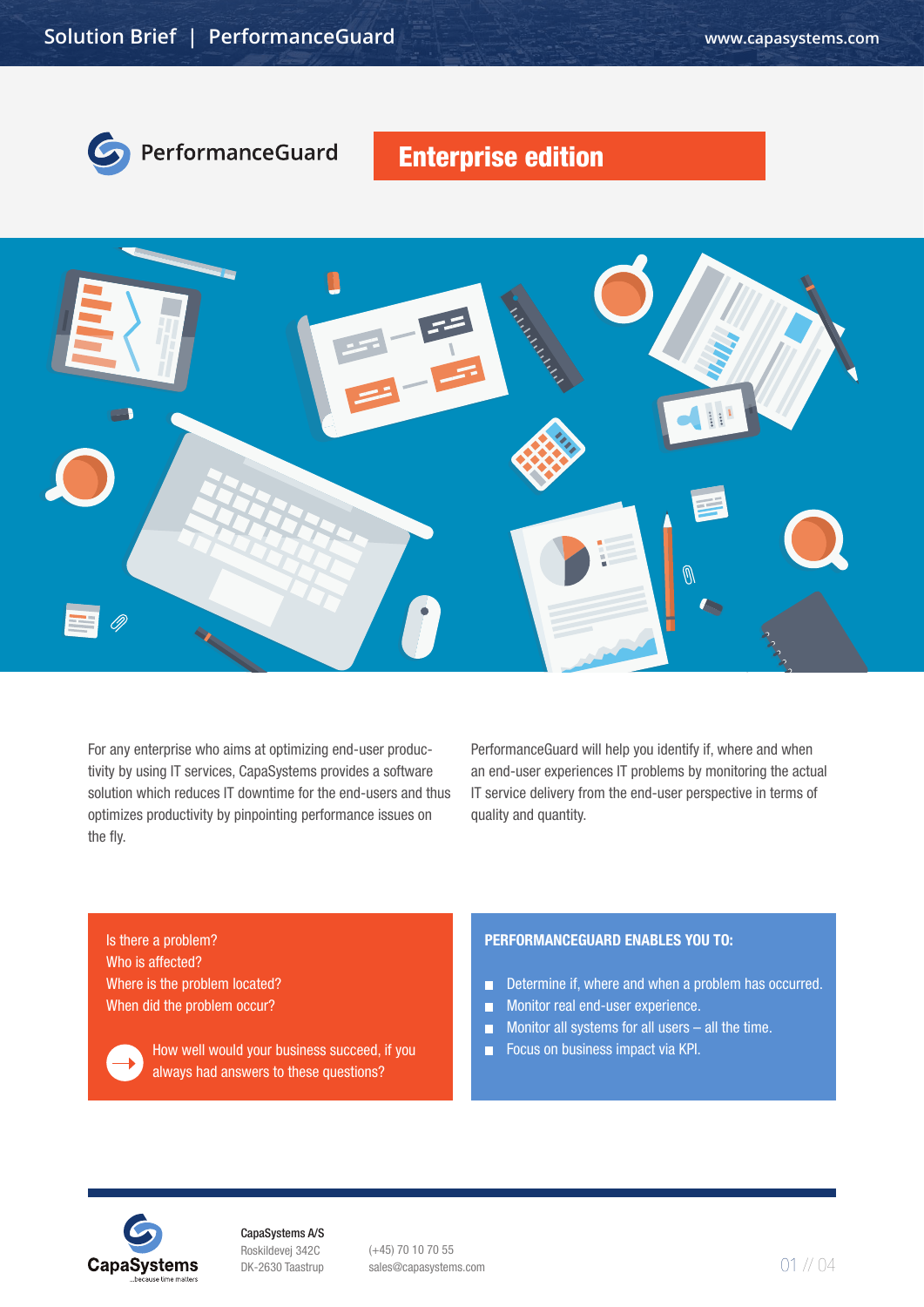# PerformanceGuard

## Enterprise edition

For any enterprise who aims at optimizing end-user productivity by using IT services, CapaSystems provides a software solution which reduces IT downtime for the end-users and thus optimizes productivity by pinpointing performance issues on the fly.

PerformanceGuard will help you identify if, where and when an end-user experiences IT problems by monitoring the actual IT service delivery from the end-user perspective in terms of quality and quantity.

Is there a problem?
Who is affected?
Where is the problem located?
When did the problem occur?

How well would your business succeed, if you always had answers to these questions?

**PERFORMANCEGUARD ENABLES YOU TO:**

- Determine if, where and when a problem has occurred.
- Monitor real end-user experience.
- Monitor all systems for all users – all the time.
- Focus on business impact via KPI.

CapaSystems
...because time matters

**CapaSystems A/S**
Roskildevej 342C
DK-2630 Taastrup

(+45) 70 10 70 55
sales@capasystems.com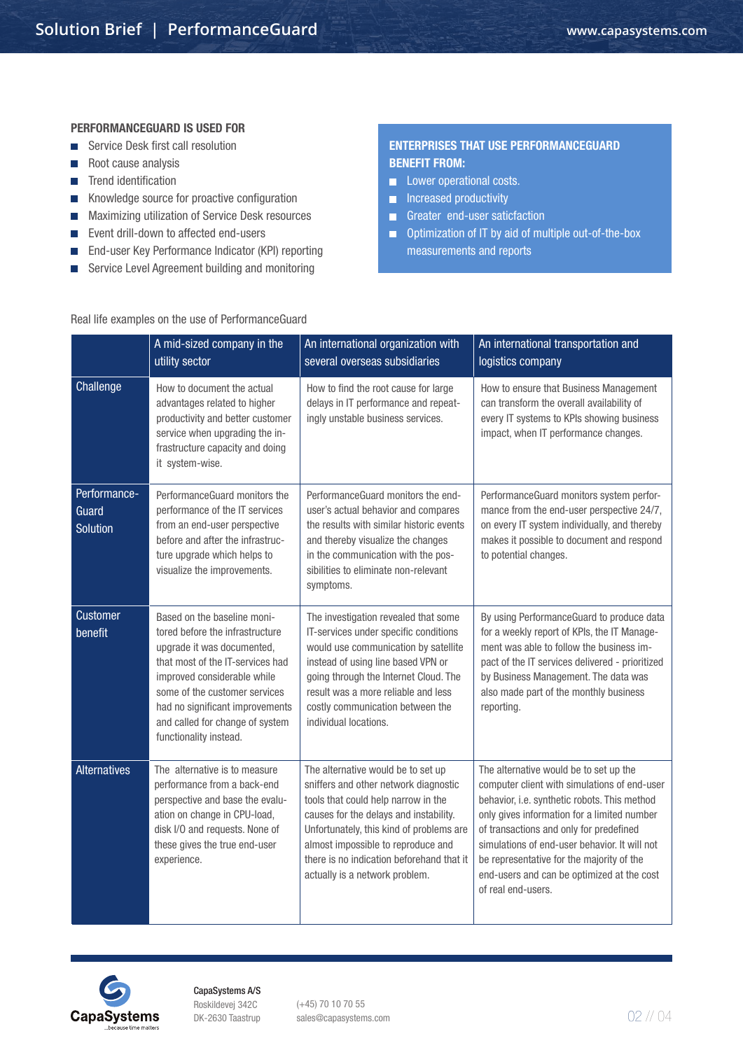**PERFORMANCEGUARD IS USED FOR**

- Service Desk first call resolution
- Root cause analysis
- Trend identification
- Knowledge source for proactive configuration
- Maximizing utilization of Service Desk resources
- Event drill-down to affected end-users
- End-user Key Performance Indicator (KPI) reporting
- Service Level Agreement building and monitoring

**ENTERPRISES THAT USE PERFORMANCEGUARD BENEFIT FROM:**

- Lower operational costs.
- Increased productivity
- Greater end-user saticfaction
- Optimization of IT by aid of multiple out-of-the-box measurements and reports

Real life examples on the use of PerformanceGuard

| | A mid-sized company in the utility sector | An international organization with several overseas subsidiaries | An international transportation and logistics company |
|---|---|---|---|
| Challenge | How to document the actual advantages related to higher productivity and better customer service when upgrading the infrastructure capacity and doing it system-wise. | How to find the root cause for large delays in IT performance and repeatingly unstable business services. | How to ensure that Business Management can transform the overall availability of every IT systems to KPIs showing business impact, when IT performance changes. |
| PerformanceGuard Solution | PerformanceGuard monitors the performance of the IT services from an end-user perspective before and after the infrastructure upgrade which helps to visualize the improvements. | PerformanceGuard monitors the end-user's actual behavior and compares the results with similar historic events and thereby visualize the changes in the communication with the possibilities to eliminate non-relevant symptoms. | PerformanceGuard monitors system performance from the end-user perspective 24/7, on every IT system individually, and thereby makes it possible to document and respond to potential changes. |
| Customer benefit | Based on the baseline monitored before the infrastructure upgrade it was documented, that most of the IT-services had improved considerable while some of the customer services had no significant improvements and called for change of system functionality instead. | The investigation revealed that some IT-services under specific conditions would use communication by satellite instead of using line based VPN or going through the Internet Cloud. The result was a more reliable and less costly communication between the individual locations. | By using PerformanceGuard to produce data for a weekly report of KPIs, the IT Management was able to follow the business impact of the IT services delivered - prioritized by Business Management. The data was also made part of the monthly business reporting. |
| Alternatives | The alternative is to measure performance from a back-end perspective and base the evaluation on change in CPU-load, disk I/O and requests. None of these gives the true end-user experience. | The alternative would be to set up sniffers and other network diagnostic tools that could help narrow in the causes for the delays and instability. Unfortunately, this kind of problems are almost impossible to reproduce and there is no indication beforehand that it actually is a network problem. | The alternative would be to set up the computer client with simulations of end-user behavior, i.e. synthetic robots. This method only gives information for a limited number of transactions and only for predefined simulations of end-user behavior. It will not be representative for the majority of the end-users and can be optimized at the cost of real end-users. |

**CapaSystems A/S**
Roskildevej 342C
DK-2630 Taastrup

(+45) 70 10 70 55
sales@capasystems.com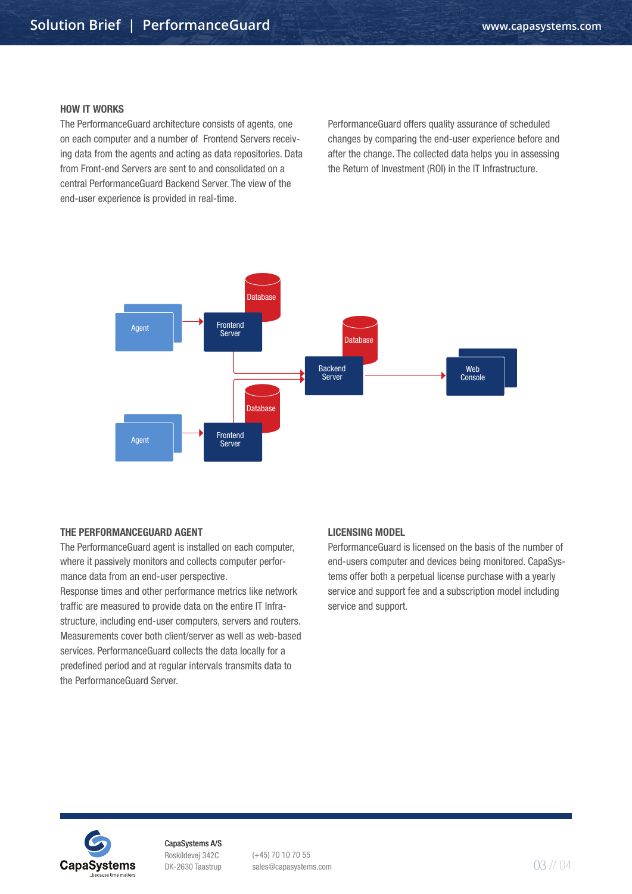## HOW IT WORKS

The PerformanceGuard architecture consists of agents, one on each computer and a number of Frontend Servers receiving data from the agents and acting as data repositories. Data from Front-end Servers are sent to and consolidated on a central PerformanceGuard Backend Server. The view of the end-user experience is provided in real-time.

PerformanceGuard offers quality assurance of scheduled changes by comparing the end-user experience before and after the change. The collected data helps you in assessing the Return of Investment (ROI) in the IT Infrastructure.

## THE PERFORMANCEGUARD AGENT

The PerformanceGuard agent is installed on each computer, where it passively monitors and collects computer performance data from an end-user perspective.
Response times and other performance metrics like network traffic are measured to provide data on the entire IT Infrastructure, including end-user computers, servers and routers. Measurements cover both client/server as well as web-based services. PerformanceGuard collects the data locally for a predefined period and at regular intervals transmits data to the PerformanceGuard Server.

## LICENSING MODEL

PerformanceGuard is licensed on the basis of the number of end-users computer and devices being monitored. CapaSystems offer both a perpetual license purchase with a yearly service and support fee and a subscription model including service and support.

CapaSystems A/S
Roskildevej 342C
DK-2630 Taastrup

(+45) 70 10 70 55
sales@capasystems.com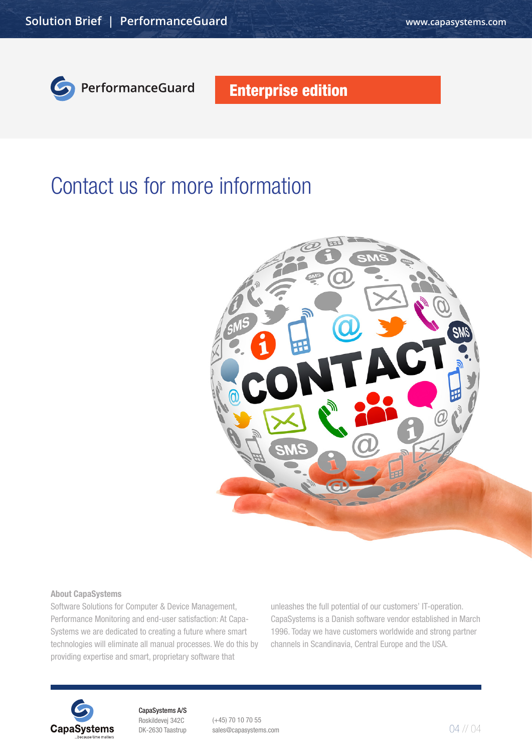PerformanceGuard **Enterprise edition**

# Contact us for more information

**About CapaSystems**

Software Solutions for Computer & Device Management, Performance Monitoring and end-user satisfaction: At CapaSystems we are dedicated to creating a future where smart technologies will eliminate all manual processes. We do this by providing expertise and smart, proprietary software that unleashes the full potential of our customers' IT-operation. CapaSystems is a Danish software vendor established in March 1996. Today we have customers worldwide and strong partner channels in Scandinavia, Central Europe and the USA.

CapaSystems
...because time matters

**CapaSystems A/S**
Roskildevej 342C
DK-2630 Taastrup

(+45) 70 10 70 55
sales@capasystems.com